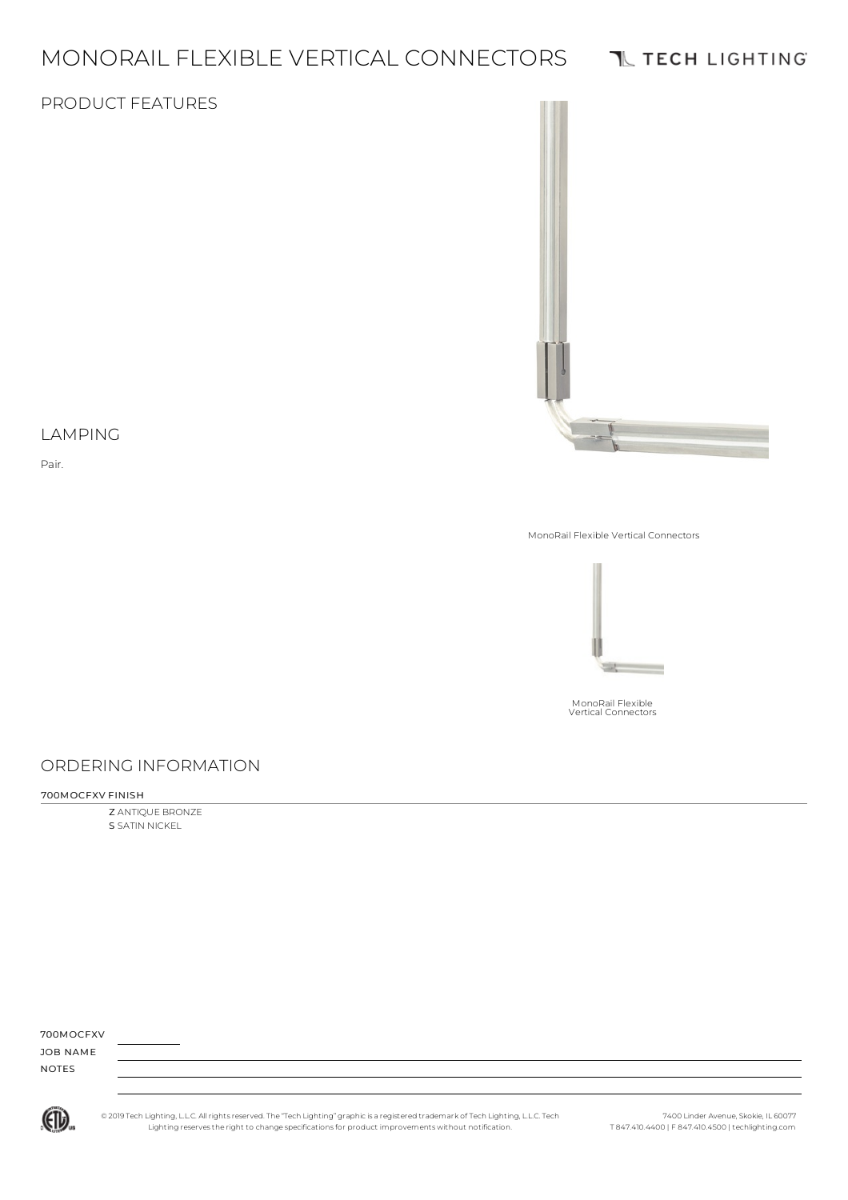# MONORAIL FLEXIBLE VERTICAL CONNECTORS

TECH LIGHTING

## PRODUCT FEATURES

## LAMPING

Pair.

MonoRail Flexible Vertical Connectors

MonoRail Flexible Vertical Connectors

## ORDERING INFORMATION

700MOCFXV FINISH

**Z** ANTIQUE BRONZE
**S** SATIN NICKEL

700MOCFXV ________

JOB NAME

NOTES

© 2019 Tech Lighting, L.L.C. All rights reserved. The "Tech Lighting" graphic is a registered trademark of Tech Lighting, L.L.C. Tech Lighting reserves the right to change specifications for product improvements without notification.

7400 Linder Avenue, Skokie, IL 60077
T 847.410.4400 | F 847.410.4500 | techlighting.com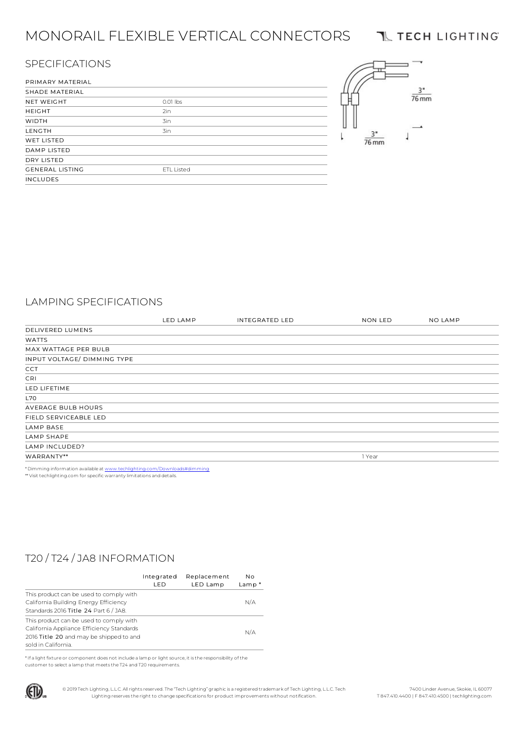# MONORAIL FLEXIBLE VERTICAL CONNECTORS

TECH LIGHTING

## SPECIFICATIONS

| | |
|---|---|
| PRIMARY MATERIAL | |
| SHADE MATERIAL | |
| NET WEIGHT | 0.01 lbs |
| HEIGHT | 2in |
| WIDTH | 3in |
| LENGTH | 3in |
| WET LISTED | |
| DAMP LISTED | |
| DRY LISTED | |
| GENERAL LISTING | ETL Listed |
| INCLUDES | |

3"
76 mm

3"
76 mm

## LAMPING SPECIFICATIONS

| | LED LAMP | INTEGRATED LED | NON LED | NO LAMP |
|---|---|---|---|---|
| DELIVERED LUMENS | | | | |
| WATTS | | | | |
| MAX WATTAGE PER BULB | | | | |
| INPUT VOLTAGE/ DIMMING TYPE | | | | |
| CCT | | | | |
| CRI | | | | |
| LED LIFETIME | | | | |
| L70 | | | | |
| AVERAGE BULB HOURS | | | | |
| FIELD SERVICEABLE LED | | | | |
| LAMP BASE | | | | |
| LAMP SHAPE | | | | |
| LAMP INCLUDED? | | | | |
| WARRANTY** | | | 1 Year | |

* Dimming information available at www.techlighting.com/Downloads#dimming
** Visit techlighting.com for specific warranty limitations and details.

## T20 / T24 / JA8 INFORMATION

| | Integrated LED | Replacement LED Lamp | No Lamp * |
|---|---|---|---|
| This product can be used to comply with California Building Energy Efficiency Standards 2016 Title 24 Part 6 / JA8. | | | N/A |
| This product can be used to comply with California Appliance Efficiency Standards 2016 Title 20 and may be shipped to and sold in California. | | | N/A |

* If a light fixture or component does not include a lamp or light source, it is the responsibility of the customer to select a lamp that meets the T24 and T20 requirements.

© 2019 Tech Lighting, L.L.C. All rights reserved. The "Tech Lighting" graphic is a registered trademark of Tech Lighting, L.L.C. Tech Lighting reserves the right to change specifications for product improvements without notification.

7400 Linder Avenue, Skokie, IL 60077
T 847.410.4400 | F 847.410.4500 | techlighting.com